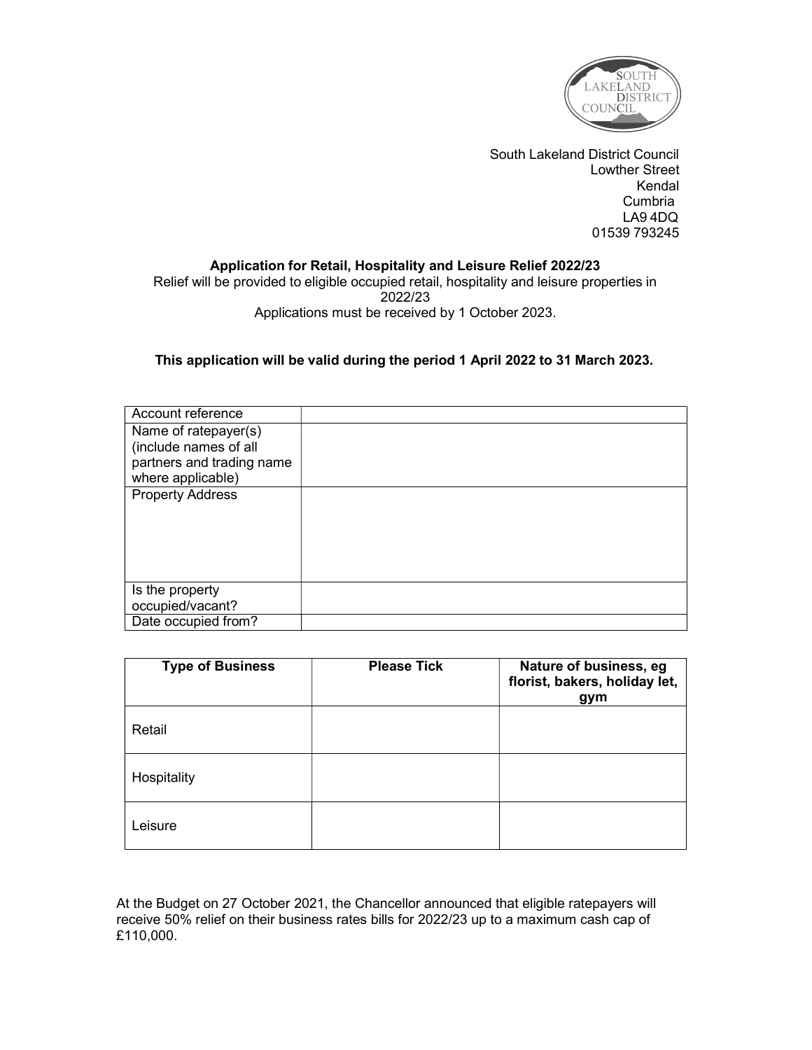South Lakeland District Council
Lowther Street
Kendal
Cumbria
LA9 4DQ
01539 793245

**Application for Retail, Hospitality and Leisure Relief 2022/23**

Relief will be provided to eligible occupied retail, hospitality and leisure properties in 2022/23

Applications must be received by 1 October 2023.

**This application will be valid during the period 1 April 2022 to 31 March 2023.**

| | |
|---|---|
| Account reference | |
| Name of ratepayer(s) (include names of all partners and trading name where applicable) | |
| Property Address | |
| Is the property occupied/vacant? | |
| Date occupied from? | |

| Type of Business | Please Tick | Nature of business, eg florist, bakers, holiday let, gym |
|---|---|---|
| Retail | | |
| Hospitality | | |
| Leisure | | |

At the Budget on 27 October 2021, the Chancellor announced that eligible ratepayers will receive 50% relief on their business rates bills for 2022/23 up to a maximum cash cap of £110,000.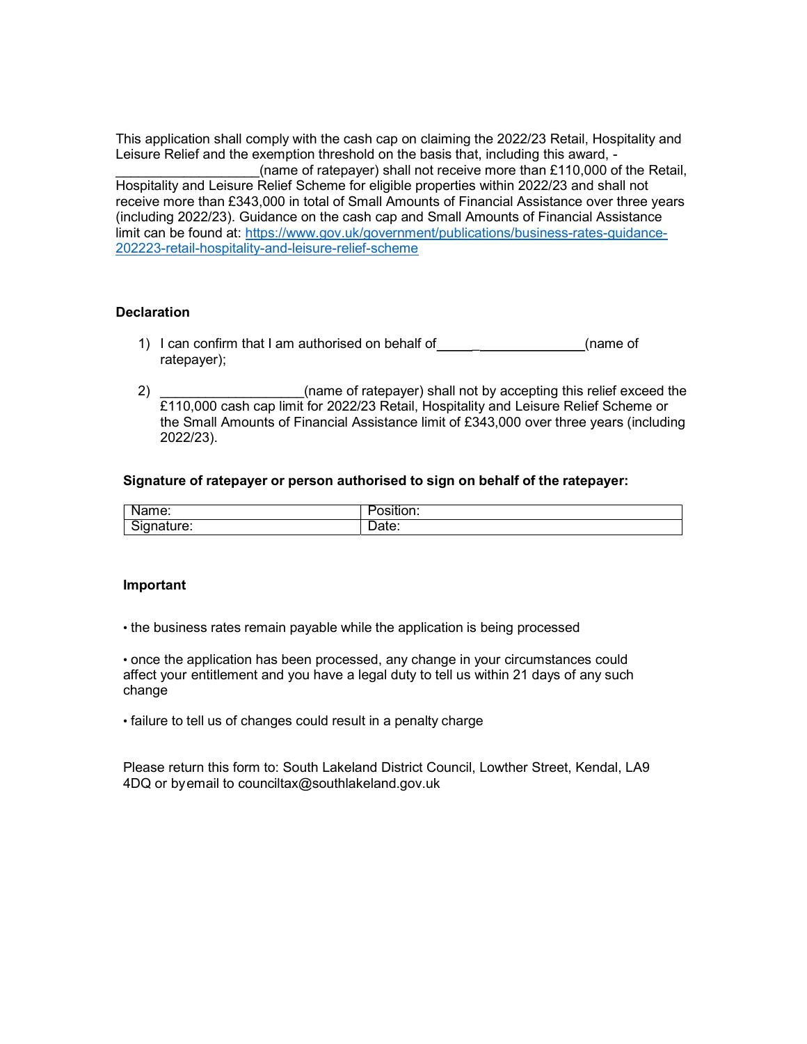This application shall comply with the cash cap on claiming the 2022/23 Retail, Hospitality and Leisure Relief and the exemption threshold on the basis that, including this award, - ___________________(name of ratepayer) shall not receive more than £110,000 of the Retail, Hospitality and Leisure Relief Scheme for eligible properties within 2022/23 and shall not receive more than £343,000 in total of Small Amounts of Financial Assistance over three years (including 2022/23). Guidance on the cash cap and Small Amounts of Financial Assistance limit can be found at: [https://www.gov.uk/government/publications/business-rates-guidance-202223-retail-hospitality-and-leisure-relief-scheme](https://www.gov.uk/government/publications/business-rates-guidance-202223-retail-hospitality-and-leisure-relief-scheme)

**Declaration**

1) I can confirm that I am authorised on behalf of_____________________(name of ratepayer);

2) ___________________(name of ratepayer) shall not by accepting this relief exceed the £110,000 cash cap limit for 2022/23 Retail, Hospitality and Leisure Relief Scheme or the Small Amounts of Financial Assistance limit of £343,000 over three years (including 2022/23).

**Signature of ratepayer or person authorised to sign on behalf of the ratepayer:**

| | |
|---|---|
| Name: | Position: |
| Signature: | Date: |

**Important**

• the business rates remain payable while the application is being processed

• once the application has been processed, any change in your circumstances could affect your entitlement and you have a legal duty to tell us within 21 days of any such change

• failure to tell us of changes could result in a penalty charge

Please return this form to: South Lakeland District Council, Lowther Street, Kendal, LA9 4DQ or byemail to counciltax@southlakeland.gov.uk